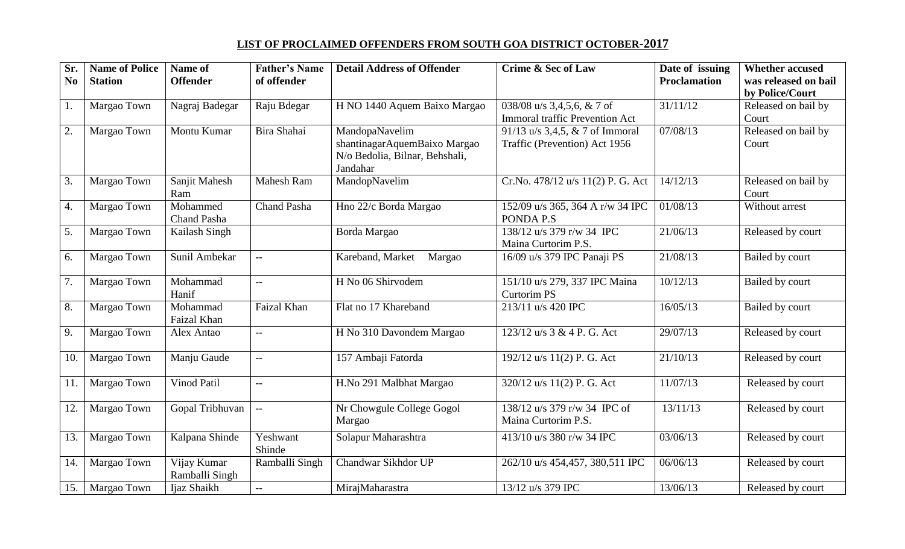## LIST OF PROCLAIMED OFFENDERS FROM SOUTH GOA DISTRICT OCTOBER-2017

| Sr. No | Name of Police Station | Name of Offender | Father's Name of offender | Detail Address of Offender | Crime & Sec of Law | Date of issuing Proclamation | Whether accused was released on bail by Police/Court |
|---|---|---|---|---|---|---|---|
| 1. | Margao Town | Nagraj Badegar | Raju Bdegar | H NO 1440 Aquem Baixo Margao | 038/08 u/s 3,4,5,6, & 7 of Immoral traffic Prevention Act | 31/11/12 | Released on bail by Court |
| 2. | Margao Town | Montu Kumar | Bira Shahai | MandopaNavelim shantinagarAquemBaixo Margao N/o Bedolia, Bilnar, Behshali, Jandahar | 91/13 u/s 3,4,5, & 7 of Immoral Traffic (Prevention) Act 1956 | 07/08/13 | Released on bail by Court |
| 3. | Margao Town | Sanjit Mahesh Ram | Mahesh Ram | MandopNavelim | Cr.No. 478/12 u/s 11(2) P. G. Act | 14/12/13 | Released on bail by Court |
| 4. | Margao Town | Mohammed Chand Pasha | Chand Pasha | Hno 22/c Borda Margao | 152/09 u/s 365, 364 A r/w 34 IPC PONDA P.S | 01/08/13 | Without arrest |
| 5. | Margao Town | Kailash Singh | | Borda Margao | 138/12 u/s 379 r/w 34 IPC Maina Curtorim P.S. | 21/06/13 | Released by court |
| 6. | Margao Town | Sunil Ambekar | -- | Kareband, Market Margao | 16/09 u/s 379 IPC Panaji PS | 21/08/13 | Bailed by court |
| 7. | Margao Town | Mohammad Hanif | -- | H No 06 Shirvodem | 151/10 u/s 279, 337 IPC Maina Curtorim PS | 10/12/13 | Bailed by court |
| 8. | Margao Town | Mohammad Faizal Khan | Faizal Khan | Flat no 17 Khareband | 213/11 u/s 420 IPC | 16/05/13 | Bailed by court |
| 9. | Margao Town | Alex Antao | -- | H No 310 Davondem Margao | 123/12 u/s 3 & 4 P. G. Act | 29/07/13 | Released by court |
| 10. | Margao Town | Manju Gaude | -- | 157 Ambaji Fatorda | 192/12 u/s 11(2) P. G. Act | 21/10/13 | Released by court |
| 11. | Margao Town | Vinod Patil | -- | H.No 291 Malbhat Margao | 320/12 u/s 11(2) P. G. Act | 11/07/13 | Released by court |
| 12. | Margao Town | Gopal Tribhuvan | -- | Nr Chowgule College Gogol Margao | 138/12 u/s 379 r/w 34 IPC of Maina Curtorim P.S. | 13/11/13 | Released by court |
| 13. | Margao Town | Kalpana Shinde | Yeshwant Shinde | Solapur Maharashtra | 413/10 u/s 380 r/w 34 IPC | 03/06/13 | Released by court |
| 14. | Margao Town | Vijay Kumar Ramballi Singh | Ramballi Singh | Chandwar Sikhdor UP | 262/10 u/s 454,457, 380,511 IPC | 06/06/13 | Released by court |
| 15. | Margao Town | Ijaz Shaikh | -- | MirajMaharastra | 13/12 u/s 379 IPC | 13/06/13 | Released by court |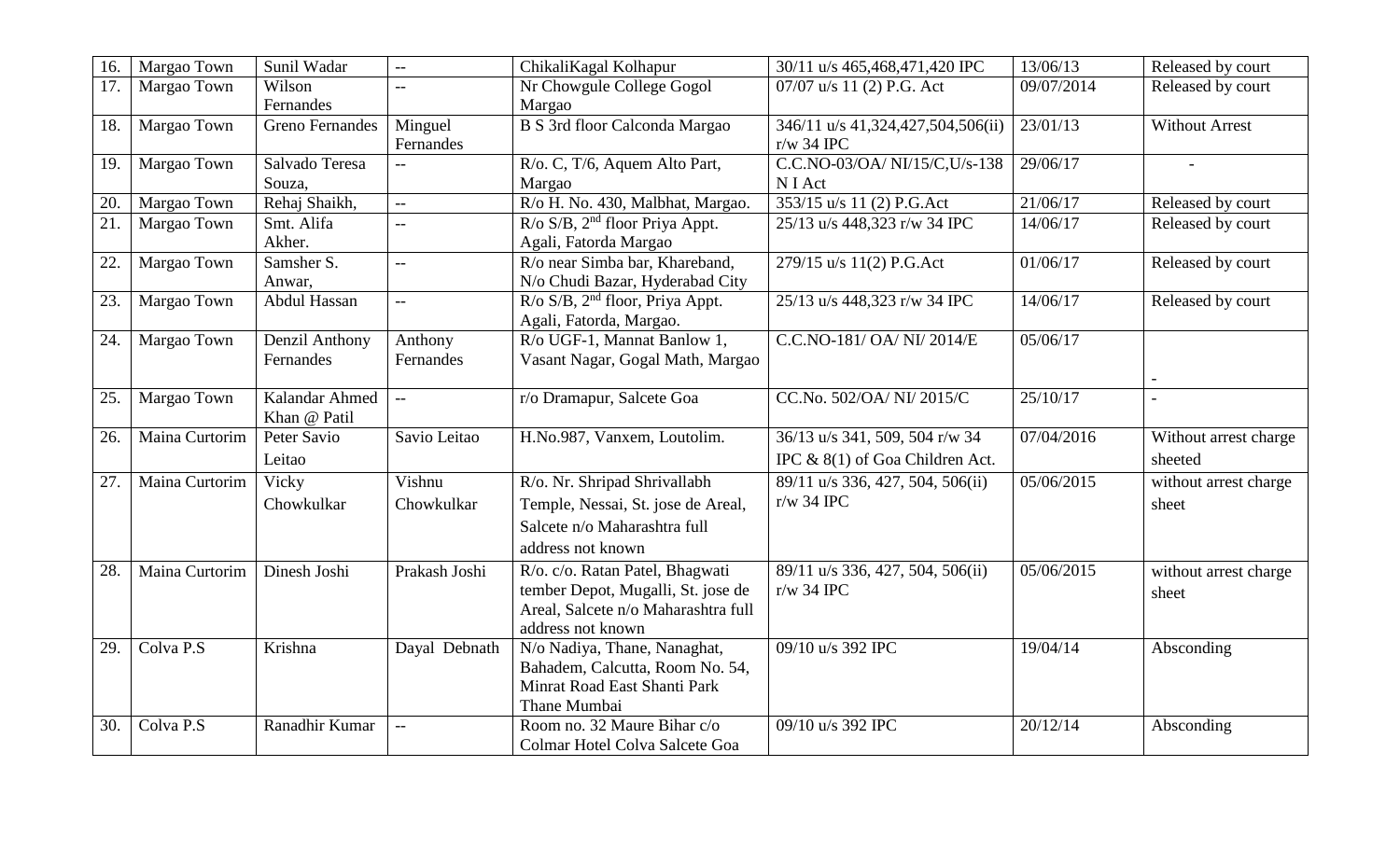| 16. | Margao Town | Sunil Wadar | -- | ChikaliKagal Kolhapur | 30/11 u/s 465,468,471,420 IPC | 13/06/13 | Released by court |
|---|---|---|---|---|---|---|---|
| 17. | Margao Town | Wilson Fernandes | -- | Nr Chowgule College Gogol Margao | 07/07 u/s 11 (2) P.G. Act | 09/07/2014 | Released by court |
| 18. | Margao Town | Greno Fernandes | Minguel Fernandes | B S 3rd floor Calconda Margao | 346/11 u/s 41,324,427,504,506(ii) r/w 34 IPC | 23/01/13 | Without Arrest |
| 19. | Margao Town | Salvado Teresa Souza, | -- | R/o. C, T/6, Aquem Alto Part, Margao | C.C.NO-03/OA/ NI/15/C,U/s-138 N I Act | 29/06/17 | - |
| 20. | Margao Town | Rehaj Shaikh, | -- | R/o H. No. 430, Malbhat, Margao. | 353/15 u/s 11 (2) P.G.Act | 21/06/17 | Released by court |
| 21. | Margao Town | Smt. Alifa Akher. | -- | R/o S/B, 2nd floor Priya Appt. Agali, Fatorda Margao | 25/13 u/s 448,323 r/w 34 IPC | 14/06/17 | Released by court |
| 22. | Margao Town | Samsher S. Anwar, | -- | R/o near Simba bar, Khareband, N/o Chudi Bazar, Hyderabad City | 279/15 u/s 11(2) P.G.Act | 01/06/17 | Released by court |
| 23. | Margao Town | Abdul Hassan | -- | R/o S/B, 2nd floor, Priya Appt. Agali, Fatorda, Margao. | 25/13 u/s 448,323 r/w 34 IPC | 14/06/17 | Released by court |
| 24. | Margao Town | Denzil Anthony Fernandes | Anthony Fernandes | R/o UGF-1, Mannat Banlow 1, Vasant Nagar, Gogal Math, Margao | C.C.NO-181/ OA/ NI/ 2014/E | 05/06/17 | - |
| 25. | Margao Town | Kalandar Ahmed Khan @ Patil | -- | r/o Dramapur, Salcete Goa | CC.No. 502/OA/ NI/ 2015/C | 25/10/17 | - |
| 26. | Maina Curtorim | Peter Savio Leitao | Savio Leitao | H.No.987, Vanxem, Loutolim. | 36/13 u/s 341, 509, 504 r/w 34 IPC & 8(1) of Goa Children Act. | 07/04/2016 | Without arrest charge sheeted |
| 27. | Maina Curtorim | Vicky Chowkulkar | Vishnu Chowkulkar | R/o. Nr. Shripad Shrivallabh Temple, Nessai, St. jose de Areal, Salcete n/o Maharashtra full address not known | 89/11 u/s 336, 427, 504, 506(ii) r/w 34 IPC | 05/06/2015 | without arrest charge sheet |
| 28. | Maina Curtorim | Dinesh Joshi | Prakash Joshi | R/o. c/o. Ratan Patel, Bhagwati tember Depot, Mugalli, St. jose de Areal, Salcete n/o Maharashtra full address not known | 89/11 u/s 336, 427, 504, 506(ii) r/w 34 IPC | 05/06/2015 | without arrest charge sheet |
| 29. | Colva P.S | Krishna | Dayal Debnath | N/o Nadiya, Thane, Nanaghat, Bahadem, Calcutta, Room No. 54, Minrat Road East Shanti Park Thane Mumbai | 09/10 u/s 392 IPC | 19/04/14 | Absconding |
| 30. | Colva P.S | Ranadhir Kumar | -- | Room no. 32 Maure Bihar c/o Colmar Hotel Colva Salcete Goa | 09/10 u/s 392 IPC | 20/12/14 | Absconding |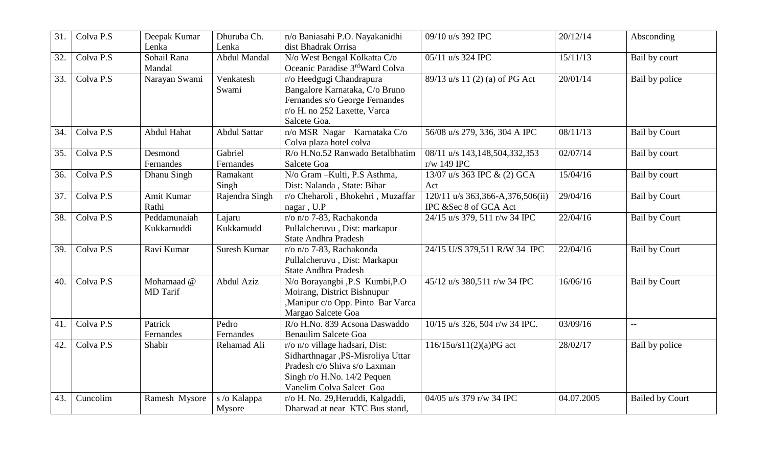| 31. | Colva P.S | Deepak Kumar Lenka | Dhuruba Ch. Lenka | n/o Baniasahi P.O. Nayakanidhi dist Bhadrak Orrisa | 09/10 u/s 392 IPC | 20/12/14 | Absconding |
|---|---|---|---|---|---|---|---|
| 32. | Colva P.S | Sohail Rana Mandal | Abdul Mandal | N/o West Bengal Kolkatta C/o Oceanic Paradise 3rdWard Colva | 05/11 u/s 324 IPC | 15/11/13 | Bail by court |
| 33. | Colva P.S | Narayan Swami | Venkatesh Swami | r/o Heedgugi Chandrapura Bangalore Karnataka, C/o Bruno Fernandes s/o George Fernandes r/o H. no 252 Laxette, Varca Salcete Goa. | 89/13 u/s 11 (2) (a) of PG Act | 20/01/14 | Bail by police |
| 34. | Colva P.S | Abdul Hahat | Abdul Sattar | n/o MSR Nagar Karnataka C/o Colva plaza hotel colva | 56/08 u/s 279, 336, 304 A IPC | 08/11/13 | Bail by Court |
| 35. | Colva P.S | Desmond Fernandes | Gabriel Fernandes | R/o H.No.52 Ranwado Betalbhatim Salcete Goa | 08/11 u/s 143,148,504,332,353 r/w 149 IPC | 02/07/14 | Bail by court |
| 36. | Colva P.S | Dhanu Singh | Ramakant Singh | N/o Gram –Kulti, P.S Asthma, Dist: Nalanda , State: Bihar | 13/07 u/s 363 IPC & (2) GCA Act | 15/04/16 | Bail by court |
| 37. | Colva P.S | Amit Kumar Rathi | Rajendra Singh | r/o Cheharoli , Bhokehri , Muzaffar nagar , U.P | 120/11 u/s 363,366-A,376,506(ii) IPC &Sec 8 of GCA Act | 29/04/16 | Bail by Court |
| 38. | Colva P.S | Peddamunaiah Kukkamuddi | Lajaru Kukkamudd | r/o n/o 7-83, Rachakonda Pullalcheruvu , Dist: markapur State Andhra Pradesh | 24/15 u/s 379, 511 r/w 34 IPC | 22/04/16 | Bail by Court |
| 39. | Colva P.S | Ravi Kumar | Suresh Kumar | r/o n/o 7-83, Rachakonda Pullalcheruvu , Dist: Markapur State Andhra Pradesh | 24/15 U/S 379,511 R/W 34 IPC | 22/04/16 | Bail by Court |
| 40. | Colva P.S | Mohamaad @ MD Tarif | Abdul Aziz | N/o Borayangbi ,P.S Kumbi,P.O Moirang, District Bishnupur ,Manipur c/o Opp. Pinto Bar Varca Margao Salcete Goa | 45/12 u/s 380,511 r/w 34 IPC | 16/06/16 | Bail by Court |
| 41. | Colva P.S | Patrick Fernandes | Pedro Fernandes | R/o H.No. 839 Acsona Daswaddo Benaulim Salcete Goa | 10/15 u/s 326, 504 r/w 34 IPC. | 03/09/16 | -- |
| 42. | Colva P.S | Shabir | Rehamad Ali | r/o n/o village hadsari, Dist: Sidharthnagar ,PS-Misroliya Uttar Pradesh c/o Shiva s/o Laxman Singh r/o H.No. 14/2 Pequen Vanelim Colva Salcet Goa | 116/15u/s11(2)(a)PG act | 28/02/17 | Bail by police |
| 43. | Cuncolim | Ramesh Mysore | s /o Kalappa Mysore | r/o H. No. 29,Heruddi, Kalgaddi, Dharwad at near KTC Bus stand, | 04/05 u/s 379 r/w 34 IPC | 04.07.2005 | Bailed by Court |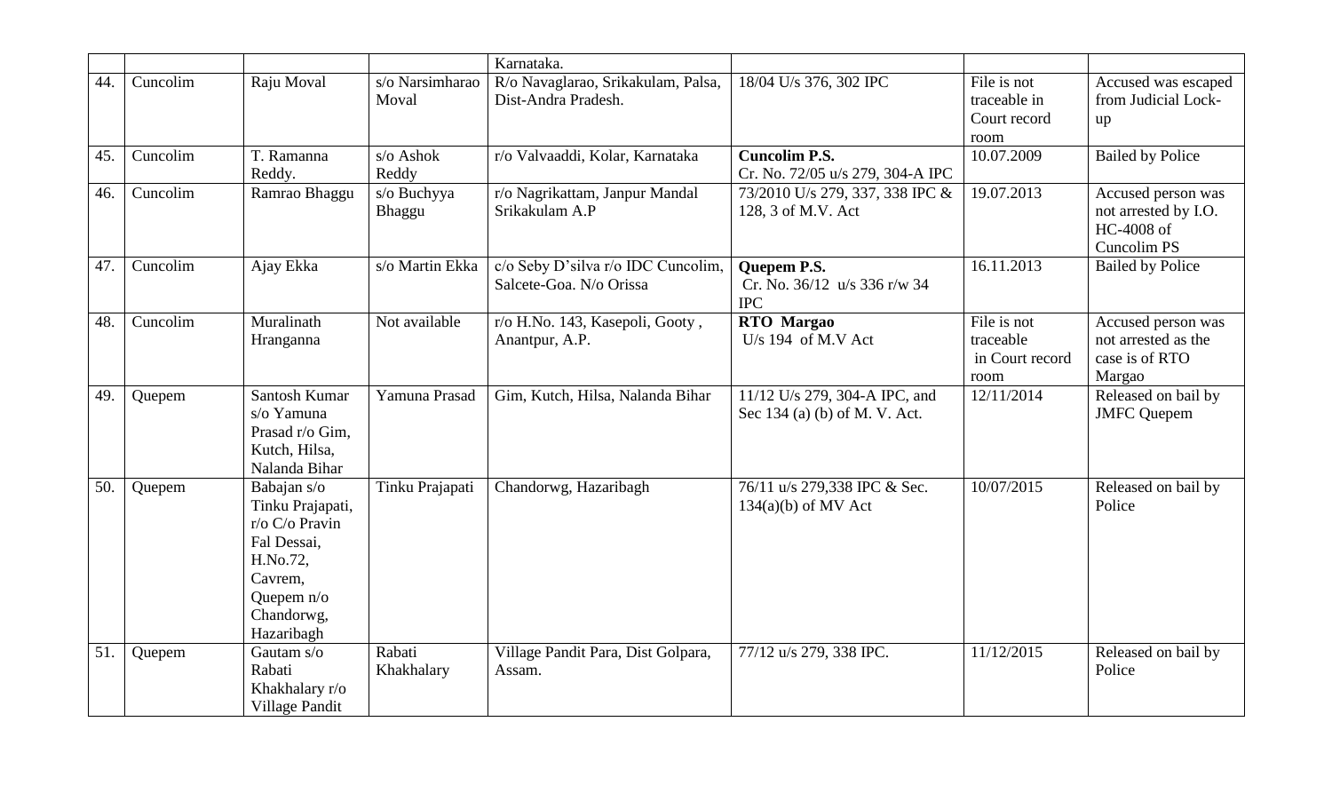| | | | | Karnataka. | | | |
|---|---|---|---|---|---|---|---|
| 44. | Cuncolim | Raju Moval | s/o Narsimharao Moval | R/o Navaglarao, Srikakulam, Palsa, Dist-Andra Pradesh. | 18/04 U/s 376, 302 IPC | File is not traceable in Court record room | Accused was escaped from Judicial Lock-up |
| 45. | Cuncolim | T. Ramanna Reddy. | s/o Ashok Reddy | r/o Valvaaddi, Kolar, Karnataka | **Cuncolim P.S.** Cr. No. 72/05 u/s 279, 304-A IPC | 10.07.2009 | Bailed by Police |
| 46. | Cuncolim | Ramrao Bhaggu | s/o Buchyya Bhaggu | r/o Nagrikattam, Janpur Mandal Srikakulam A.P | 73/2010 U/s 279, 337, 338 IPC & 128, 3 of M.V. Act | 19.07.2013 | Accused person was not arrested by I.O. HC-4008 of Cuncolim PS |
| 47. | Cuncolim | Ajay Ekka | s/o Martin Ekka | c/o Seby D'silva r/o IDC Cuncolim, Salcete-Goa. N/o Orissa | **Quepem P.S.** Cr. No. 36/12 u/s 336 r/w 34 IPC | 16.11.2013 | Bailed by Police |
| 48. | Cuncolim | Muralinath Hranganna | Not available | r/o H.No. 143, Kasepoli, Gooty , Anantpur, A.P. | **RTO Margao** U/s 194 of M.V Act | File is not traceable in Court record room | Accused person was not arrested as the case is of RTO Margao |
| 49. | Quepem | Santosh Kumar s/o Yamuna Prasad r/o Gim, Kutch, Hilsa, Nalanda Bihar | Yamuna Prasad | Gim, Kutch, Hilsa, Nalanda Bihar | 11/12 U/s 279, 304-A IPC, and Sec 134 (a) (b) of M. V. Act. | 12/11/2014 | Released on bail by JMFC Quepem |
| 50. | Quepem | Babajan s/o Tinku Prajapati, r/o C/o Pravin Fal Dessai, H.No.72, Cavrem, Quepem n/o Chandorwg, Hazaribagh | Tinku Prajapati | Chandorwg, Hazaribagh | 76/11 u/s 279,338 IPC & Sec. 134(a)(b) of MV Act | 10/07/2015 | Released on bail by Police |
| 51. | Quepem | Gautam s/o Rabati Khakhalary r/o Village Pandit | Rabati Khakhalary | Village Pandit Para, Dist Golpara, Assam. | 77/12 u/s 279, 338 IPC. | 11/12/2015 | Released on bail by Police |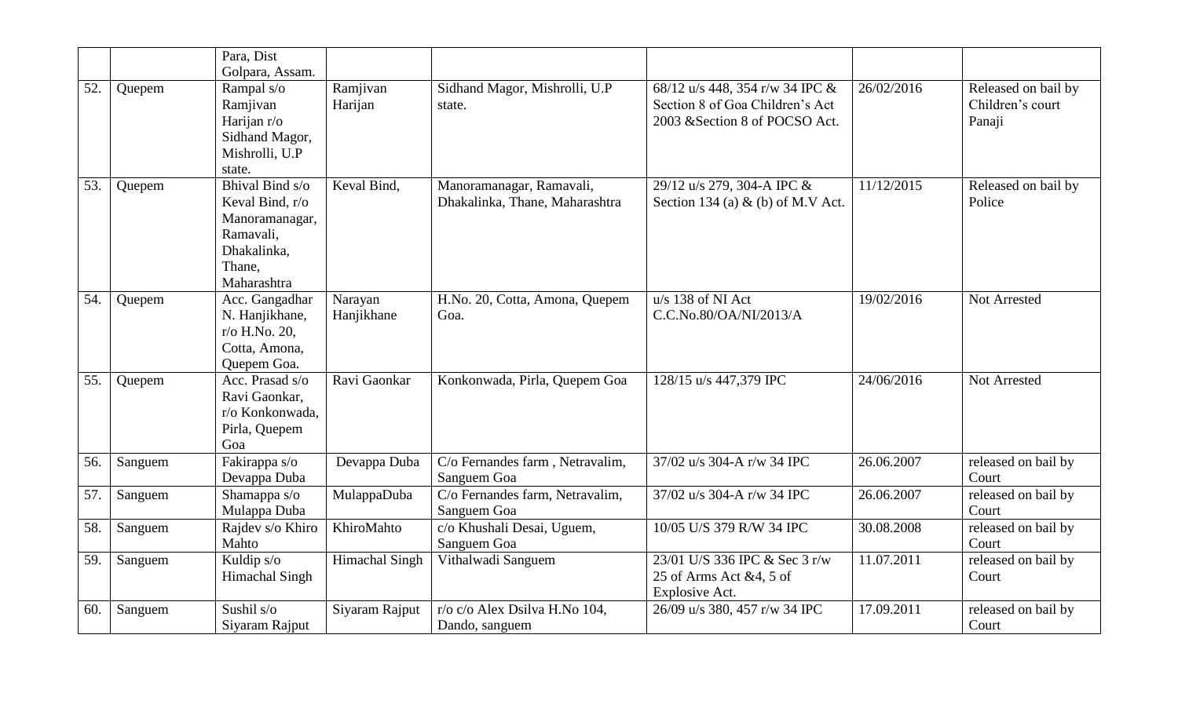|  |  | Para, Dist Golpara, Assam. |  |  |  |  |  |
|---|---|---|---|---|---|---|---|
| 52. | Quepem | Rampal s/o Ramjivan Harijan r/o Sidhand Magor, Mishrolli, U.P state. | Ramjivan Harijan | Sidhand Magor, Mishrolli, U.P state. | 68/12 u/s 448, 354 r/w 34 IPC & Section 8 of Goa Children's Act 2003 &Section 8 of POCSO Act. | 26/02/2016 | Released on bail by Children's court Panaji |
| 53. | Quepem | Bhival Bind s/o Keval Bind, r/o Manoramanagar, Ramavali, Dhakalinka, Thane, Maharashtra | Keval Bind, | Manoramanagar, Ramavali, Dhakalinka, Thane, Maharashtra | 29/12 u/s 279, 304-A IPC & Section 134 (a) & (b) of M.V Act. | 11/12/2015 | Released on bail by Police |
| 54. | Quepem | Acc. Gangadhar N. Hanjikhane, r/o H.No. 20, Cotta, Amona, Quepem Goa. | Narayan Hanjikhane | H.No. 20, Cotta, Amona, Quepem Goa. | u/s 138 of NI Act C.C.No.80/OA/NI/2013/A | 19/02/2016 | Not Arrested |
| 55. | Quepem | Acc. Prasad s/o Ravi Gaonkar, r/o Konkonwada, Pirla, Quepem Goa | Ravi Gaonkar | Konkonwada, Pirla, Quepem Goa | 128/15 u/s 447,379 IPC | 24/06/2016 | Not Arrested |
| 56. | Sanguem | Fakirappa s/o Devappa Duba | Devappa Duba | C/o Fernandes farm , Netravalim, Sanguem Goa | 37/02 u/s 304-A r/w 34 IPC | 26.06.2007 | released on bail by Court |
| 57. | Sanguem | Shamappa s/o Mulappa Duba | MulappaDuba | C/o Fernandes farm, Netravalim, Sanguem Goa | 37/02 u/s 304-A r/w 34 IPC | 26.06.2007 | released on bail by Court |
| 58. | Sanguem | Rajdev s/o Khiro Mahto | KhiroMahto | c/o Khushali Desai, Uguem, Sanguem Goa | 10/05 U/S 379 R/W 34 IPC | 30.08.2008 | released on bail by Court |
| 59. | Sanguem | Kuldip s/o Himachal Singh | Himachal Singh | Vithalwadi Sanguem | 23/01 U/S 336 IPC & Sec 3 r/w 25 of Arms Act &4, 5 of Explosive Act. | 11.07.2011 | released on bail by Court |
| 60. | Sanguem | Sushil s/o Siyaram Rajput | Siyaram Rajput | r/o c/o Alex Dsilva H.No 104, Dando, sanguem | 26/09 u/s 380, 457 r/w 34 IPC | 17.09.2011 | released on bail by Court |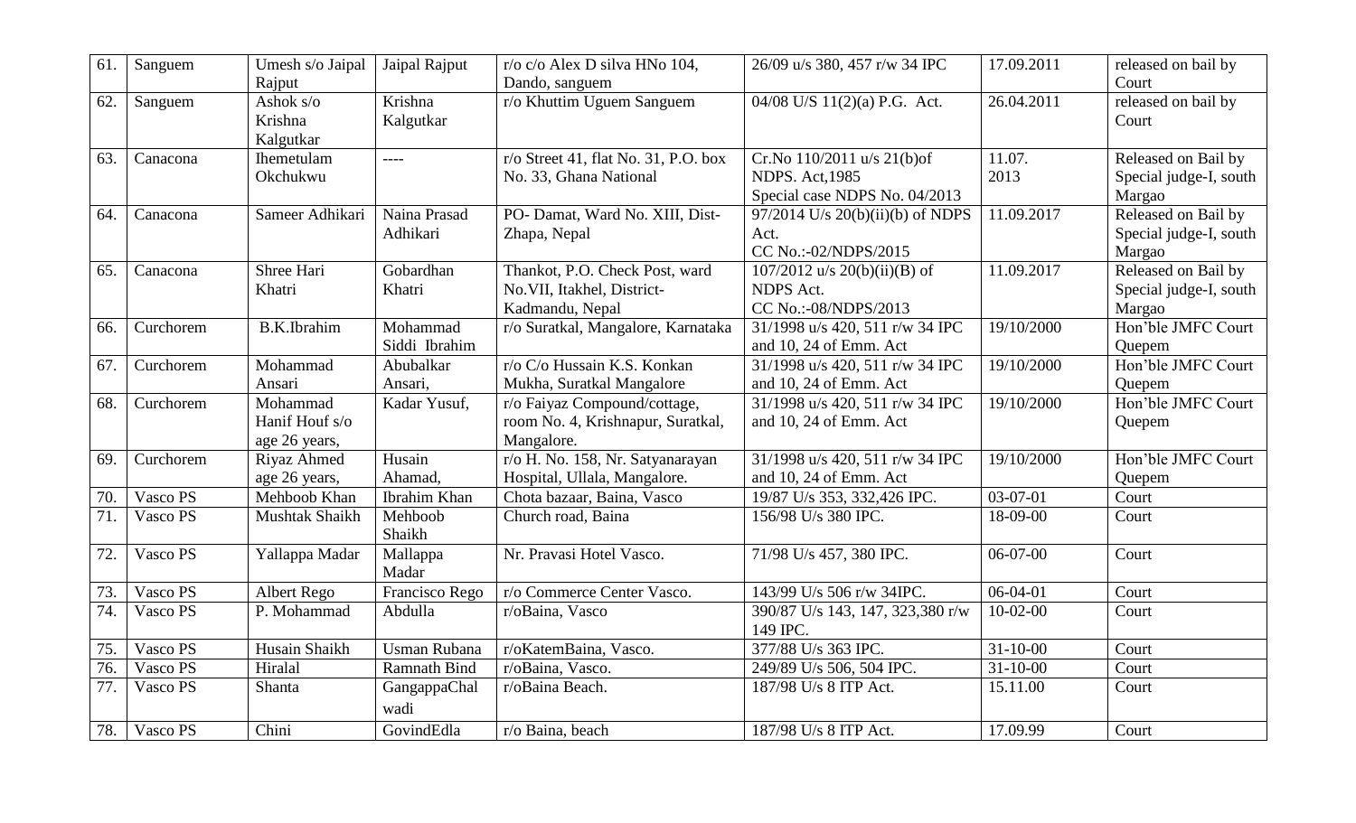| 61. | Sanguem | Umesh s/o Jaipal Rajput | Jaipal Rajput | r/o c/o Alex D silva HNo 104, Dando, sanguem | 26/09 u/s 380, 457 r/w 34 IPC | 17.09.2011 | released on bail by Court |
|---|---|---|---|---|---|---|---|
| 62. | Sanguem | Ashok s/o Krishna Kalgutkar | Krishna Kalgutkar | r/o Khuttim Uguem Sanguem | 04/08 U/S 11(2)(a) P.G. Act. | 26.04.2011 | released on bail by Court |
| 63. | Canacona | Ihemetulam Okchukwu | ---- | r/o Street 41, flat No. 31, P.O. box No. 33, Ghana National | Cr.No 110/2011 u/s 21(b)of NDPS. Act,1985 Special case NDPS No. 04/2013 | 11.07. 2013 | Released on Bail by Special judge-I, south Margao |
| 64. | Canacona | Sameer Adhikari | Naina Prasad Adhikari | PO- Damat, Ward No. XIII, Dist-Zhapa, Nepal | 97/2014 U/s 20(b)(ii)(b) of NDPS Act. CC No.:-02/NDPS/2015 | 11.09.2017 | Released on Bail by Special judge-I, south Margao |
| 65. | Canacona | Shree Hari Khatri | Gobardhan Khatri | Thankot, P.O. Check Post, ward No.VII, Itakhel, District-Kadmandu, Nepal | 107/2012 u/s 20(b)(ii)(B) of NDPS Act. CC No.:-08/NDPS/2013 | 11.09.2017 | Released on Bail by Special judge-I, south Margao |
| 66. | Curchorem | B.K.Ibrahim | Mohammad Siddi Ibrahim | r/o Suratkal, Mangalore, Karnataka | 31/1998 u/s 420, 511 r/w 34 IPC and 10, 24 of Emm. Act | 19/10/2000 | Hon'ble JMFC Court Quepem |
| 67. | Curchorem | Mohammad Ansari | Abubalkar Ansari, | r/o C/o Hussain K.S. Konkan Mukha, Suratkal Mangalore | 31/1998 u/s 420, 511 r/w 34 IPC and 10, 24 of Emm. Act | 19/10/2000 | Hon'ble JMFC Court Quepem |
| 68. | Curchorem | Mohammad Hanif Houf s/o age 26 years, | Kadar Yusuf, | r/o Faiyaz Compound/cottage, room No. 4, Krishnapur, Suratkal, Mangalore. | 31/1998 u/s 420, 511 r/w 34 IPC and 10, 24 of Emm. Act | 19/10/2000 | Hon'ble JMFC Court Quepem |
| 69. | Curchorem | Riyaz Ahmed age 26 years, | Husain Ahamad, | r/o H. No. 158, Nr. Satyanarayan Hospital, Ullala, Mangalore. | 31/1998 u/s 420, 511 r/w 34 IPC and 10, 24 of Emm. Act | 19/10/2000 | Hon'ble JMFC Court Quepem |
| 70. | Vasco PS | Mehboob Khan | Ibrahim Khan | Chota bazaar, Baina, Vasco | 19/87 U/s 353, 332,426 IPC. | 03-07-01 | Court |
| 71. | Vasco PS | Mushtak Shaikh | Mehboob Shaikh | Church road, Baina | 156/98 U/s 380 IPC. | 18-09-00 | Court |
| 72. | Vasco PS | Yallappa Madar | Mallappa Madar | Nr. Pravasi Hotel Vasco. | 71/98 U/s 457, 380 IPC. | 06-07-00 | Court |
| 73. | Vasco PS | Albert Rego | Francisco Rego | r/o Commerce Center Vasco. | 143/99 U/s 506 r/w 34IPC. | 06-04-01 | Court |
| 74. | Vasco PS | P. Mohammad | Abdulla | r/oBaina, Vasco | 390/87 U/s 143, 147, 323,380 r/w 149 IPC. | 10-02-00 | Court |
| 75. | Vasco PS | Husain Shaikh | Usman Rubana | r/oKatemBaina, Vasco. | 377/88 U/s 363 IPC. | 31-10-00 | Court |
| 76. | Vasco PS | Hiralal | Ramnath Bind | r/oBaina, Vasco. | 249/89 U/s 506, 504 IPC. | 31-10-00 | Court |
| 77. | Vasco PS | Shanta | GangappaChal wadi | r/oBaina Beach. | 187/98 U/s 8 ITP Act. | 15.11.00 | Court |
| 78. | Vasco PS | Chini | GovindEdla | r/o Baina, beach | 187/98 U/s 8 ITP Act. | 17.09.99 | Court |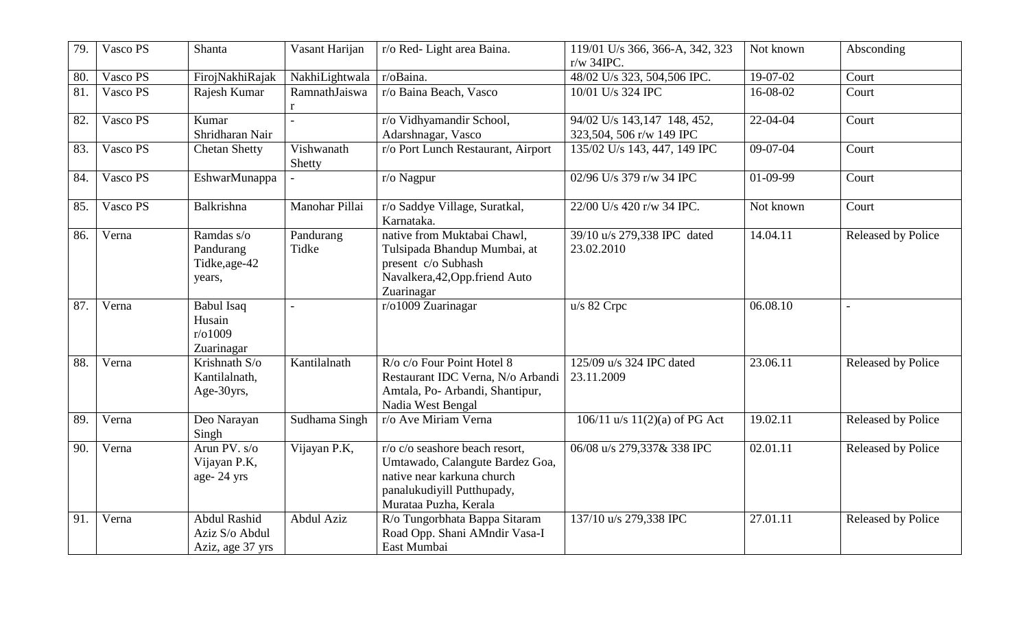| 79. | Vasco PS | Shanta | Vasant Harijan | r/o Red- Light area Baina. | 119/01 U/s 366, 366-A, 342, 323 r/w 34IPC. | Not known | Absconding |
|---|---|---|---|---|---|---|---|
| 80. | Vasco PS | FirojNakhiRajak | NakhiLightwala | r/oBaina. | 48/02 U/s 323, 504,506 IPC. | 19-07-02 | Court |
| 81. | Vasco PS | Rajesh Kumar | RamnathJaiswar | r/o Baina Beach, Vasco | 10/01 U/s 324 IPC | 16-08-02 | Court |
| 82. | Vasco PS | Kumar Shridharan Nair | - | r/o Vidhyamandir School, Adarshnagar, Vasco | 94/02 U/s 143,147 148, 452, 323,504, 506 r/w 149 IPC | 22-04-04 | Court |
| 83. | Vasco PS | Chetan Shetty | Vishwanath Shetty | r/o Port Lunch Restaurant, Airport | 135/02 U/s 143, 447, 149 IPC | 09-07-04 | Court |
| 84. | Vasco PS | EshwarMunappa | - | r/o Nagpur | 02/96 U/s 379 r/w 34 IPC | 01-09-99 | Court |
| 85. | Vasco PS | Balkrishna | Manohar Pillai | r/o Saddye Village, Suratkal, Karnataka. | 22/00 U/s 420 r/w 34 IPC. | Not known | Court |
| 86. | Verna | Ramdas s/o Pandurang Tidke,age-42 years, | Pandurang Tidke | native from Muktabai Chawl, Tulsipada Bhandup Mumbai, at present c/o Subhash Navalkera,42,Opp.friend Auto Zuarinagar | 39/10 u/s 279,338 IPC dated 23.02.2010 | 14.04.11 | Released by Police |
| 87. | Verna | Babul Isaq Husain r/o1009 Zuarinagar | - | r/o1009 Zuarinagar | u/s 82 Crpc | 06.08.10 | - |
| 88. | Verna | Krishnath S/o Kantilalnath, Age-30yrs, | Kantilalnath | R/o c/o Four Point Hotel 8 Restaurant IDC Verna, N/o Arbandi Amtala, Po- Arbandi, Shantipur, Nadia West Bengal | 125/09 u/s 324 IPC dated 23.11.2009 | 23.06.11 | Released by Police |
| 89. | Verna | Deo Narayan Singh | Sudhama Singh | r/o Ave Miriam Verna | 106/11 u/s 11(2)(a) of PG Act | 19.02.11 | Released by Police |
| 90. | Verna | Arun PV. s/o Vijayan P.K, age- 24 yrs | Vijayan P.K, | r/o c/o seashore beach resort, Umtawado, Calangute Bardez Goa, native near karkuna church panalukudiyill Putthupady, Murataa Puzha, Kerala | 06/08 u/s 279,337& 338 IPC | 02.01.11 | Released by Police |
| 91. | Verna | Abdul Rashid Aziz S/o Abdul Aziz, age 37 yrs | Abdul Aziz | R/o Tungorbhata Bappa Sitaram Road Opp. Shani AMndir Vasa-I East Mumbai | 137/10 u/s 279,338 IPC | 27.01.11 | Released by Police |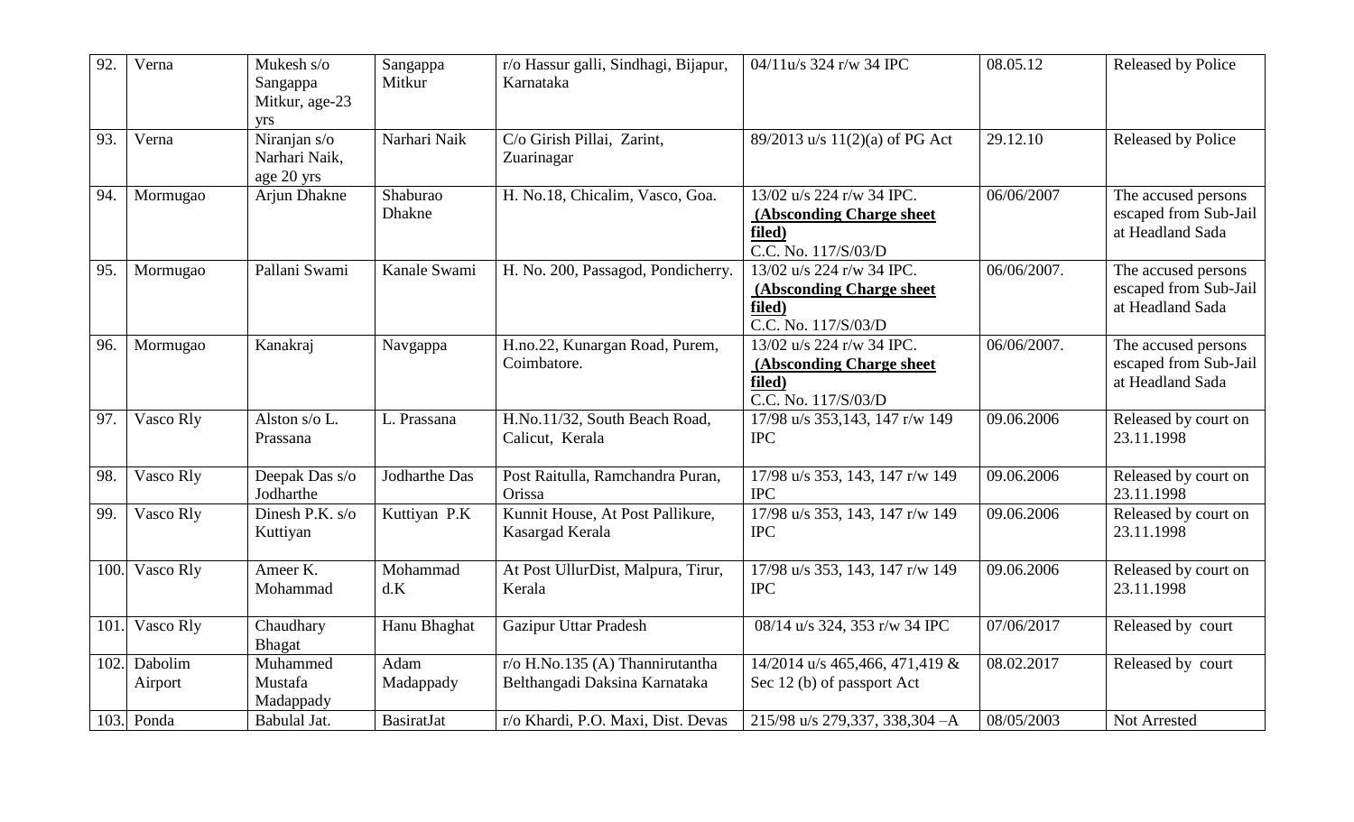| 92. | Verna | Mukesh s/o Sangappa Mitkur, age-23 yrs | Sangappa Mitkur | r/o Hassur galli, Sindhagi, Bijapur, Karnataka | 04/11u/s 324 r/w 34 IPC | 08.05.12 | Released by Police |
|---|---|---|---|---|---|---|---|
| 93. | Verna | Niranjan s/o Narhari Naik, age 20 yrs | Narhari Naik | C/o Girish Pillai, Zarint, Zuarinagar | 89/2013 u/s 11(2)(a) of PG Act | 29.12.10 | Released by Police |
| 94. | Mormugao | Arjun Dhakne | Shaburao Dhakne | H. No.18, Chicalim, Vasco, Goa. | 13/02 u/s 224 r/w 34 IPC. **(Absconding Charge sheet filed)** C.C. No. 117/S/03/D | 06/06/2007 | The accused persons escaped from Sub-Jail at Headland Sada |
| 95. | Mormugao | Pallani Swami | Kanale Swami | H. No. 200, Passagod, Pondicherry. | 13/02 u/s 224 r/w 34 IPC. **(Absconding Charge sheet filed)** C.C. No. 117/S/03/D | 06/06/2007. | The accused persons escaped from Sub-Jail at Headland Sada |
| 96. | Mormugao | Kanakraj | Navgappa | H.no.22, Kunargan Road, Purem, Coimbatore. | 13/02 u/s 224 r/w 34 IPC. **(Absconding Charge sheet filed)** C.C. No. 117/S/03/D | 06/06/2007. | The accused persons escaped from Sub-Jail at Headland Sada |
| 97. | Vasco Rly | Alston s/o L. Prassana | L. Prassana | H.No.11/32, South Beach Road, Calicut, Kerala | 17/98 u/s 353,143, 147 r/w 149 IPC | 09.06.2006 | Released by court on 23.11.1998 |
| 98. | Vasco Rly | Deepak Das s/o Jodharthe | Jodharthe Das | Post Raitulla, Ramchandra Puran, Orissa | 17/98 u/s 353, 143, 147 r/w 149 IPC | 09.06.2006 | Released by court on 23.11.1998 |
| 99. | Vasco Rly | Dinesh P.K. s/o Kuttiyan | Kuttiyan P.K | Kunnit House, At Post Pallikure, Kasargad Kerala | 17/98 u/s 353, 143, 147 r/w 149 IPC | 09.06.2006 | Released by court on 23.11.1998 |
| 100. | Vasco Rly | Ameer K. Mohammad | Mohammad d.K | At Post UllurDist, Malpura, Tirur, Kerala | 17/98 u/s 353, 143, 147 r/w 149 IPC | 09.06.2006 | Released by court on 23.11.1998 |
| 101. | Vasco Rly | Chaudhary Bhagat | Hanu Bhaghat | Gazipur Uttar Pradesh | 08/14 u/s 324, 353 r/w 34 IPC | 07/06/2017 | Released by court |
| 102. | Dabolim Airport | Muhammed Mustafa Madappady | Adam Madappady | r/o H.No.135 (A) Thannirutantha Belthangadi Daksina Karnataka | 14/2014 u/s 465,466, 471,419 & Sec 12 (b) of passport Act | 08.02.2017 | Released by court |
| 103. | Ponda | Babulal Jat. | BasiratJat | r/o Khardi, P.O. Maxi, Dist. Devas | 215/98 u/s 279,337, 338,304 –A | 08/05/2003 | Not Arrested |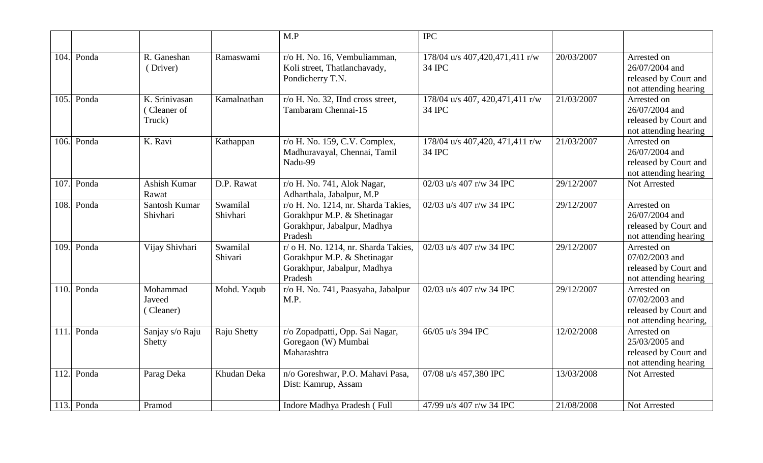| | | | | M.P | IPC | | |
|---|---|---|---|---|---|---|---|
| 104. | Ponda | R. Ganeshan ( Driver) | Ramaswami | r/o H. No. 16, Vembuliamman, Koli street, Thatlanchavady, Pondicherry T.N. | 178/04 u/s 407,420,471,411 r/w 34 IPC | 20/03/2007 | Arrested on 26/07/2004 and released by Court and not attending hearing |
| 105. | Ponda | K. Srinivasan ( Cleaner of Truck) | Kamalnathan | r/o H. No. 32, IInd cross street, Tambaram Chennai-15 | 178/04 u/s 407, 420,471,411 r/w 34 IPC | 21/03/2007 | Arrested on 26/07/2004 and released by Court and not attending hearing |
| 106. | Ponda | K. Ravi | Kathappan | r/o H. No. 159, C.V. Complex, Madhuravayal, Chennai, Tamil Nadu-99 | 178/04 u/s 407,420, 471,411 r/w 34 IPC | 21/03/2007 | Arrested on 26/07/2004 and released by Court and not attending hearing |
| 107. | Ponda | Ashish Kumar Rawat | D.P. Rawat | r/o H. No. 741, Alok Nagar, Adharthala, Jabalpur, M.P | 02/03 u/s 407 r/w 34 IPC | 29/12/2007 | Not Arrested |
| 108. | Ponda | Santosh Kumar Shivhari | Swamilal Shivhari | r/o H. No. 1214, nr. Sharda Takies, Gorakhpur M.P. & Shetinagar Gorakhpur, Jabalpur, Madhya Pradesh | 02/03 u/s 407 r/w 34 IPC | 29/12/2007 | Arrested on 26/07/2004 and released by Court and not attending hearing |
| 109. | Ponda | Vijay Shivhari | Swamilal Shivari | r/ o H. No. 1214, nr. Sharda Takies, Gorakhpur M.P. & Shetinagar Gorakhpur, Jabalpur, Madhya Pradesh | 02/03 u/s 407 r/w 34 IPC | 29/12/2007 | Arrested on 07/02/2003 and released by Court and not attending hearing |
| 110. | Ponda | Mohammad Javeed ( Cleaner) | Mohd. Yaqub | r/o H. No. 741, Paasyaha, Jabalpur M.P. | 02/03 u/s 407 r/w 34 IPC | 29/12/2007 | Arrested on 07/02/2003 and released by Court and not attending hearing, |
| 111. | Ponda | Sanjay s/o Raju Shetty | Raju Shetty | r/o Zopadpatti, Opp. Sai Nagar, Goregaon (W) Mumbai Maharashtra | 66/05 u/s 394 IPC | 12/02/2008 | Arrested on 25/03/2005 and released by Court and not attending hearing |
| 112. | Ponda | Parag Deka | Khudan Deka | n/o Goreshwar, P.O. Mahavi Pasa, Dist: Kamrup, Assam | 07/08 u/s 457,380 IPC | 13/03/2008 | Not Arrested |
| 113. | Ponda | Pramod | | Indore Madhya Pradesh ( Full | 47/99 u/s 407 r/w 34 IPC | 21/08/2008 | Not Arrested |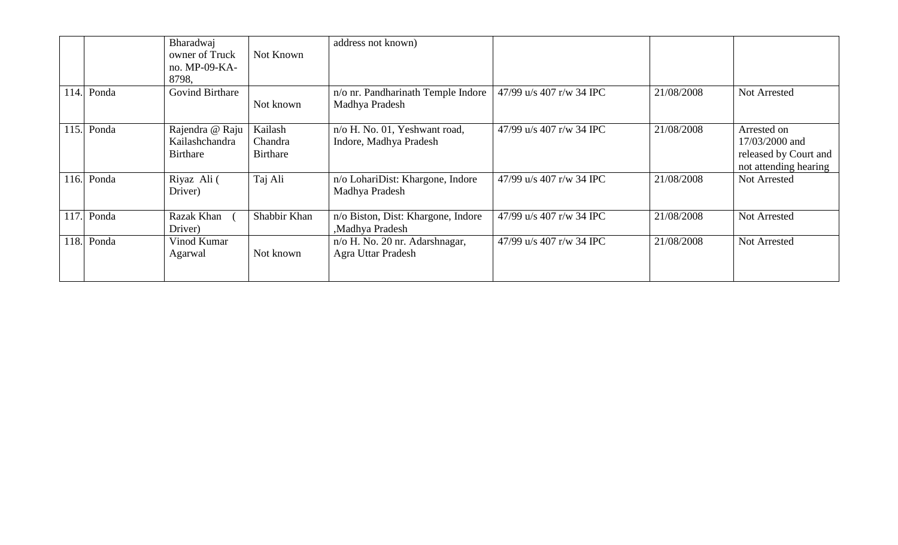| | | | | | | | |
|---|---|---|---|---|---|---|---|
| | | Bharadwaj owner of Truck no. MP-09-KA-8798, | Not Known | address not known) | | | |
| 114. | Ponda | Govind Birthare | Not known | n/o nr. Pandharinath Temple Indore Madhya Pradesh | 47/99 u/s 407 r/w 34 IPC | 21/08/2008 | Not Arrested |
| 115. | Ponda | Rajendra @ Raju Kailashchandra Birthare | Kailash Chandra Birthare | n/o H. No. 01, Yeshwant road, Indore, Madhya Pradesh | 47/99 u/s 407 r/w 34 IPC | 21/08/2008 | Arrested on 17/03/2000 and released by Court and not attending hearing |
| 116. | Ponda | Riyaz Ali ( Driver) | Taj Ali | n/o LohariDist: Khargone, Indore Madhya Pradesh | 47/99 u/s 407 r/w 34 IPC | 21/08/2008 | Not Arrested |
| 117. | Ponda | Razak Khan ( Driver) | Shabbir Khan | n/o Biston, Dist: Khargone, Indore ,Madhya Pradesh | 47/99 u/s 407 r/w 34 IPC | 21/08/2008 | Not Arrested |
| 118. | Ponda | Vinod Kumar Agarwal | Not known | n/o H. No. 20 nr. Adarshnagar, Agra Uttar Pradesh | 47/99 u/s 407 r/w 34 IPC | 21/08/2008 | Not Arrested |